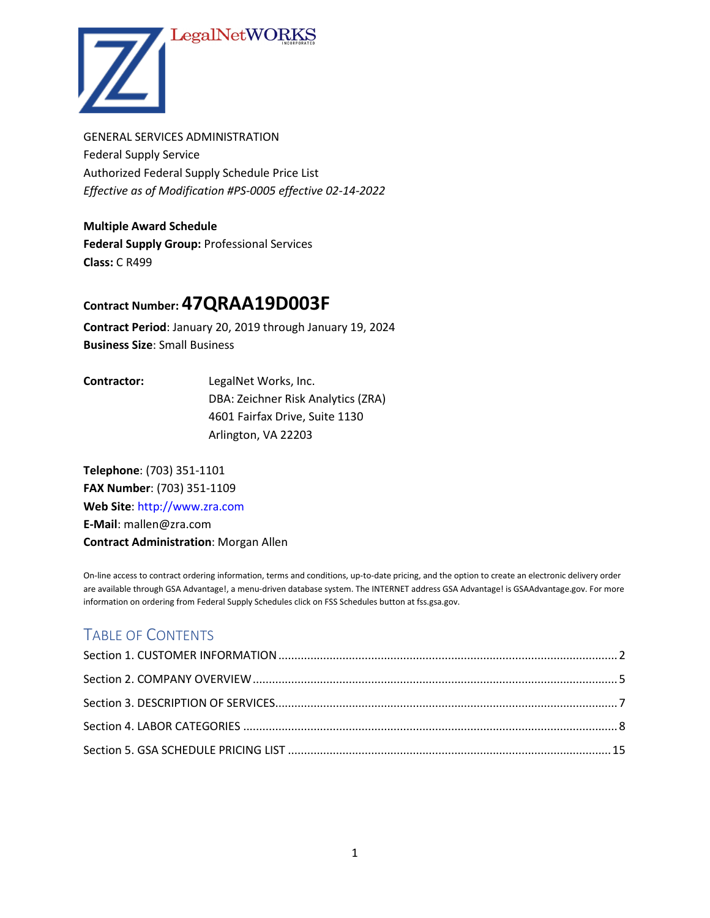LegalNetWORKS INCORPORATED

GENERAL SERVICES ADMINISTRATION
Federal Supply Service
Authorized Federal Supply Schedule Price List
*Effective as of Modification #PS-0005 effective 02-14-2022*

**Multiple Award Schedule**
**Federal Supply Group:** Professional Services
**Class:** C R499

**Contract Number: 47QRAA19D003F**

**Contract Period**: January 20, 2019 through January 19, 2024
**Business Size**: Small Business

**Contractor:** LegalNet Works, Inc.
DBA: Zeichner Risk Analytics (ZRA)
4601 Fairfax Drive, Suite 1130
Arlington, VA 22203

**Telephone**: (703) 351-1101
**FAX Number**: (703) 351-1109
**Web Site**: http://www.zra.com
**E-Mail**: mallen@zra.com
**Contract Administration**: Morgan Allen

On-line access to contract ordering information, terms and conditions, up-to-date pricing, and the option to create an electronic delivery order are available through GSA Advantage!, a menu-driven database system. The INTERNET address GSA Advantage! is GSAAdvantage.gov. For more information on ordering from Federal Supply Schedules click on FSS Schedules button at fss.gsa.gov.

## TABLE OF CONTENTS

Section 1. CUSTOMER INFORMATION ..... 2
Section 2. COMPANY OVERVIEW ..... 5
Section 3. DESCRIPTION OF SERVICES ..... 7
Section 4. LABOR CATEGORIES ..... 8
Section 5. GSA SCHEDULE PRICING LIST ..... 15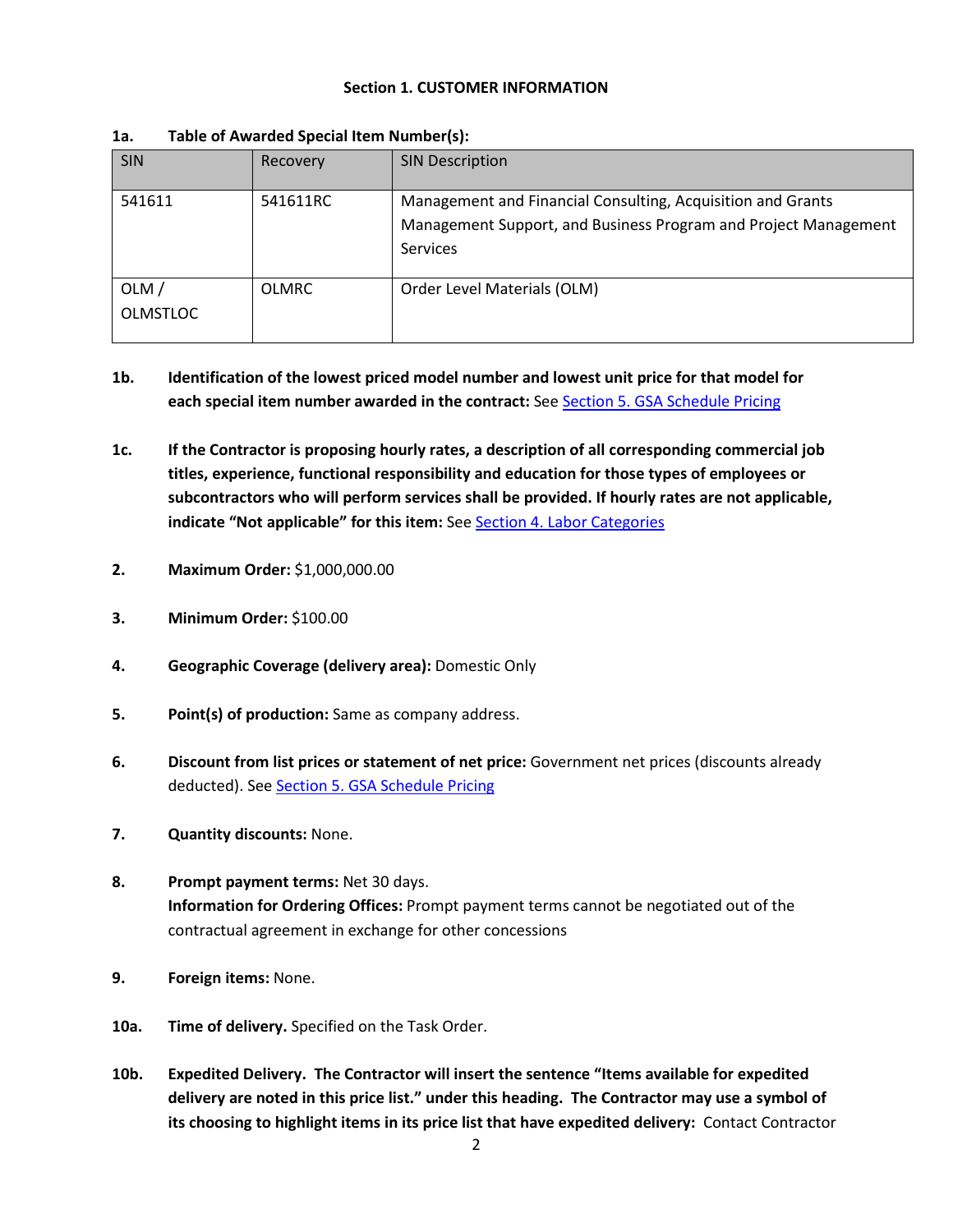# Section 1. CUSTOMER INFORMATION

**1a. Table of Awarded Special Item Number(s):**

| SIN | Recovery | SIN Description |
|---|---|---|
| 541611 | 541611RC | Management and Financial Consulting, Acquisition and Grants Management Support, and Business Program and Project Management Services |
| OLM / OLMSTLOC | OLMRC | Order Level Materials (OLM) |

**1b. Identification of the lowest priced model number and lowest unit price for that model for each special item number awarded in the contract:** See Section 5. GSA Schedule Pricing

**1c. If the Contractor is proposing hourly rates, a description of all corresponding commercial job titles, experience, functional responsibility and education for those types of employees or subcontractors who will perform services shall be provided. If hourly rates are not applicable, indicate "Not applicable" for this item:** See Section 4. Labor Categories

**2. Maximum Order:** $1,000,000.00

**3. Minimum Order:** $100.00

**4. Geographic Coverage (delivery area):** Domestic Only

**5. Point(s) of production:** Same as company address.

**6. Discount from list prices or statement of net price:** Government net prices (discounts already deducted). See Section 5. GSA Schedule Pricing

**7. Quantity discounts:** None.

**8. Prompt payment terms:** Net 30 days.
**Information for Ordering Offices:** Prompt payment terms cannot be negotiated out of the contractual agreement in exchange for other concessions

**9. Foreign items:** None.

**10a. Time of delivery.** Specified on the Task Order.

**10b. Expedited Delivery. The Contractor will insert the sentence "Items available for expedited delivery are noted in this price list." under this heading. The Contractor may use a symbol of its choosing to highlight items in its price list that have expedited delivery:** Contact Contractor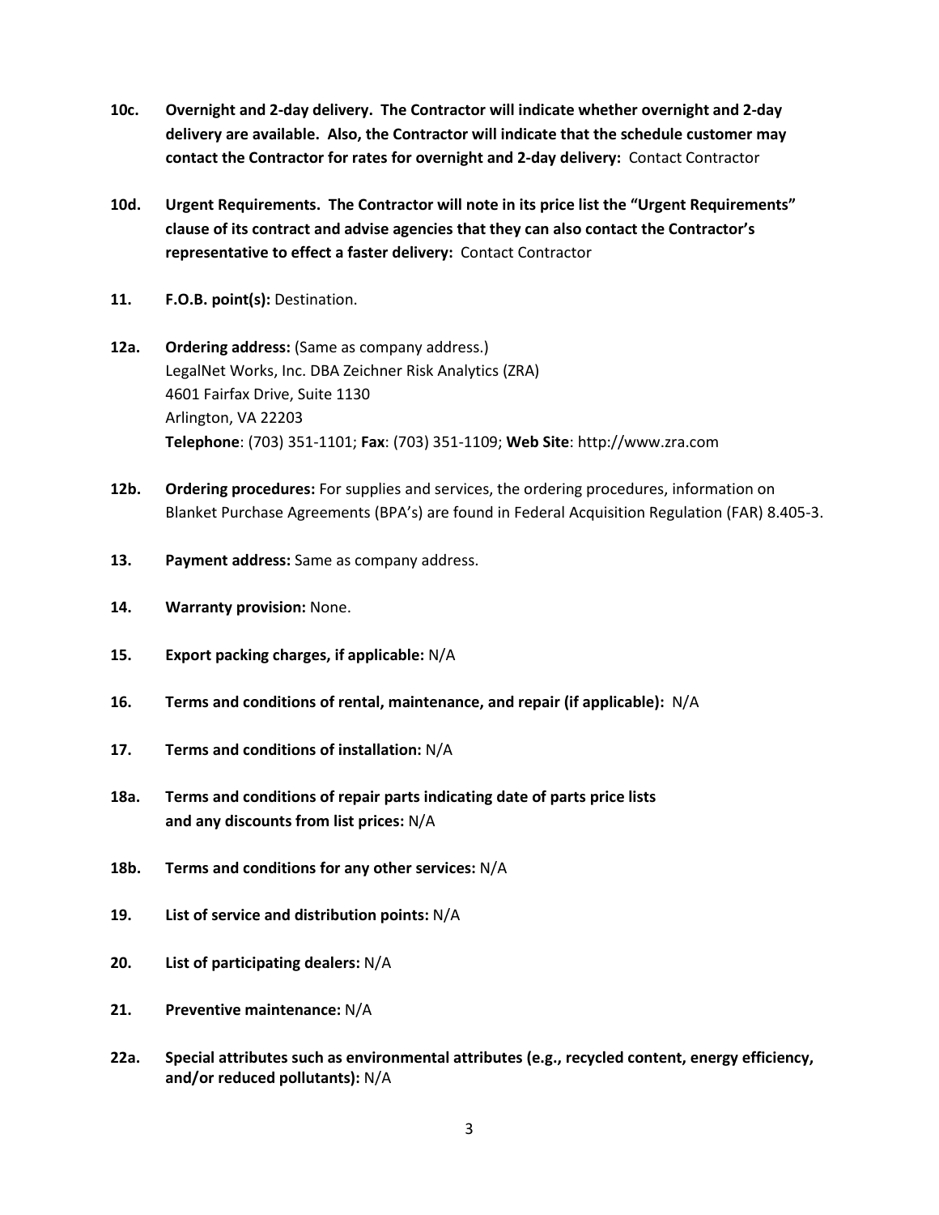**10c.** **Overnight and 2-day delivery. The Contractor will indicate whether overnight and 2-day delivery are available. Also, the Contractor will indicate that the schedule customer may contact the Contractor for rates for overnight and 2-day delivery:** Contact Contractor

**10d.** **Urgent Requirements. The Contractor will note in its price list the "Urgent Requirements" clause of its contract and advise agencies that they can also contact the Contractor's representative to effect a faster delivery:** Contact Contractor

**11.** **F.O.B. point(s):** Destination.

**12a.** **Ordering address:** (Same as company address.)
LegalNet Works, Inc. DBA Zeichner Risk Analytics (ZRA)
4601 Fairfax Drive, Suite 1130
Arlington, VA 22203
**Telephone**: (703) 351-1101; **Fax**: (703) 351-1109; **Web Site**: http://www.zra.com

**12b.** **Ordering procedures:** For supplies and services, the ordering procedures, information on Blanket Purchase Agreements (BPA's) are found in Federal Acquisition Regulation (FAR) 8.405-3.

**13.** **Payment address:** Same as company address.

**14.** **Warranty provision:** None.

**15.** **Export packing charges, if applicable:** N/A

**16.** **Terms and conditions of rental, maintenance, and repair (if applicable):** N/A

**17.** **Terms and conditions of installation:** N/A

**18a.** **Terms and conditions of repair parts indicating date of parts price lists and any discounts from list prices:** N/A

**18b.** **Terms and conditions for any other services:** N/A

**19.** **List of service and distribution points:** N/A

**20.** **List of participating dealers:** N/A

**21.** **Preventive maintenance:** N/A

**22a.** **Special attributes such as environmental attributes (e.g., recycled content, energy efficiency, and/or reduced pollutants):** N/A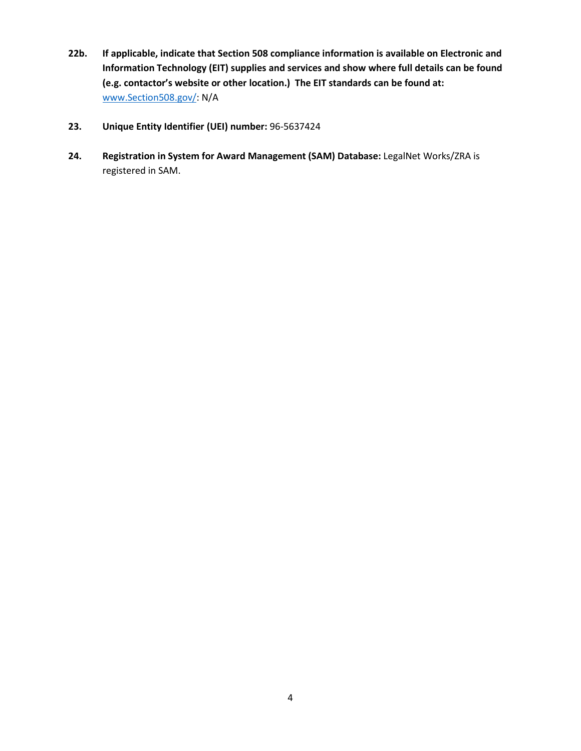**22b. If applicable, indicate that Section 508 compliance information is available on Electronic and Information Technology (EIT) supplies and services and show where full details can be found (e.g. contactor's website or other location.) The EIT standards can be found at:** [www.Section508.gov/](www.Section508.gov/): N/A

**23. Unique Entity Identifier (UEI) number:** 96-5637424

**24. Registration in System for Award Management (SAM) Database:** LegalNet Works/ZRA is registered in SAM.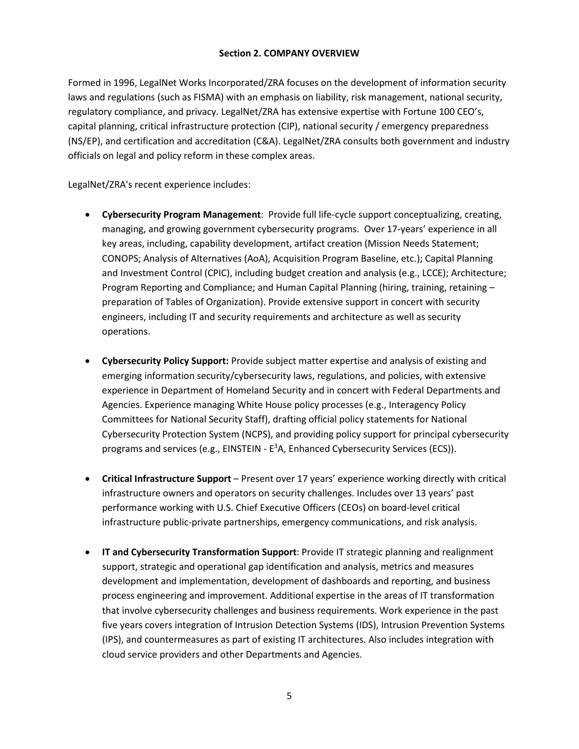## Section 2. COMPANY OVERVIEW

Formed in 1996, LegalNet Works Incorporated/ZRA focuses on the development of information security laws and regulations (such as FISMA) with an emphasis on liability, risk management, national security, regulatory compliance, and privacy. LegalNet/ZRA has extensive expertise with Fortune 100 CEO's, capital planning, critical infrastructure protection (CIP), national security / emergency preparedness (NS/EP), and certification and accreditation (C&A). LegalNet/ZRA consults both government and industry officials on legal and policy reform in these complex areas.

LegalNet/ZRA's recent experience includes:

- **Cybersecurity Program Management**: Provide full life-cycle support conceptualizing, creating, managing, and growing government cybersecurity programs. Over 17-years' experience in all key areas, including, capability development, artifact creation (Mission Needs Statement; CONOPS; Analysis of Alternatives (AoA), Acquisition Program Baseline, etc.); Capital Planning and Investment Control (CPIC), including budget creation and analysis (e.g., LCCE); Architecture; Program Reporting and Compliance; and Human Capital Planning (hiring, training, retaining – preparation of Tables of Organization). Provide extensive support in concert with security engineers, including IT and security requirements and architecture as well as security operations.

- **Cybersecurity Policy Support:** Provide subject matter expertise and analysis of existing and emerging information security/cybersecurity laws, regulations, and policies, with extensive experience in Department of Homeland Security and in concert with Federal Departments and Agencies. Experience managing White House policy processes (e.g., Interagency Policy Committees for National Security Staff), drafting official policy statements for National Cybersecurity Protection System (NCPS), and providing policy support for principal cybersecurity programs and services (e.g., EINSTEIN - $E^3$A, Enhanced Cybersecurity Services (ECS)).

- **Critical Infrastructure Support** – Present over 17 years' experience working directly with critical infrastructure owners and operators on security challenges. Includes over 13 years' past performance working with U.S. Chief Executive Officers (CEOs) on board-level critical infrastructure public-private partnerships, emergency communications, and risk analysis.

- **IT and Cybersecurity Transformation Support**: Provide IT strategic planning and realignment support, strategic and operational gap identification and analysis, metrics and measures development and implementation, development of dashboards and reporting, and business process engineering and improvement. Additional expertise in the areas of IT transformation that involve cybersecurity challenges and business requirements. Work experience in the past five years covers integration of Intrusion Detection Systems (IDS), Intrusion Prevention Systems (IPS), and countermeasures as part of existing IT architectures. Also includes integration with cloud service providers and other Departments and Agencies.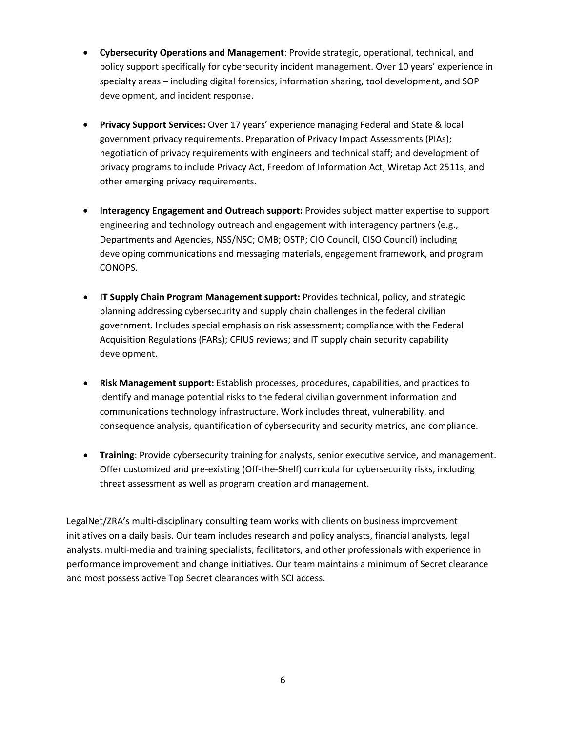- **Cybersecurity Operations and Management**: Provide strategic, operational, technical, and policy support specifically for cybersecurity incident management. Over 10 years' experience in specialty areas – including digital forensics, information sharing, tool development, and SOP development, and incident response.

- **Privacy Support Services:** Over 17 years' experience managing Federal and State & local government privacy requirements. Preparation of Privacy Impact Assessments (PIAs); negotiation of privacy requirements with engineers and technical staff; and development of privacy programs to include Privacy Act, Freedom of Information Act, Wiretap Act 2511s, and other emerging privacy requirements.

- **Interagency Engagement and Outreach support:** Provides subject matter expertise to support engineering and technology outreach and engagement with interagency partners (e.g., Departments and Agencies, NSS/NSC; OMB; OSTP; CIO Council, CISO Council) including developing communications and messaging materials, engagement framework, and program CONOPS.

- **IT Supply Chain Program Management support:** Provides technical, policy, and strategic planning addressing cybersecurity and supply chain challenges in the federal civilian government. Includes special emphasis on risk assessment; compliance with the Federal Acquisition Regulations (FARs); CFIUS reviews; and IT supply chain security capability development.

- **Risk Management support:** Establish processes, procedures, capabilities, and practices to identify and manage potential risks to the federal civilian government information and communications technology infrastructure. Work includes threat, vulnerability, and consequence analysis, quantification of cybersecurity and security metrics, and compliance.

- **Training**: Provide cybersecurity training for analysts, senior executive service, and management. Offer customized and pre-existing (Off-the-Shelf) curricula for cybersecurity risks, including threat assessment as well as program creation and management.

LegalNet/ZRA's multi-disciplinary consulting team works with clients on business improvement initiatives on a daily basis. Our team includes research and policy analysts, financial analysts, legal analysts, multi-media and training specialists, facilitators, and other professionals with experience in performance improvement and change initiatives. Our team maintains a minimum of Secret clearance and most possess active Top Secret clearances with SCI access.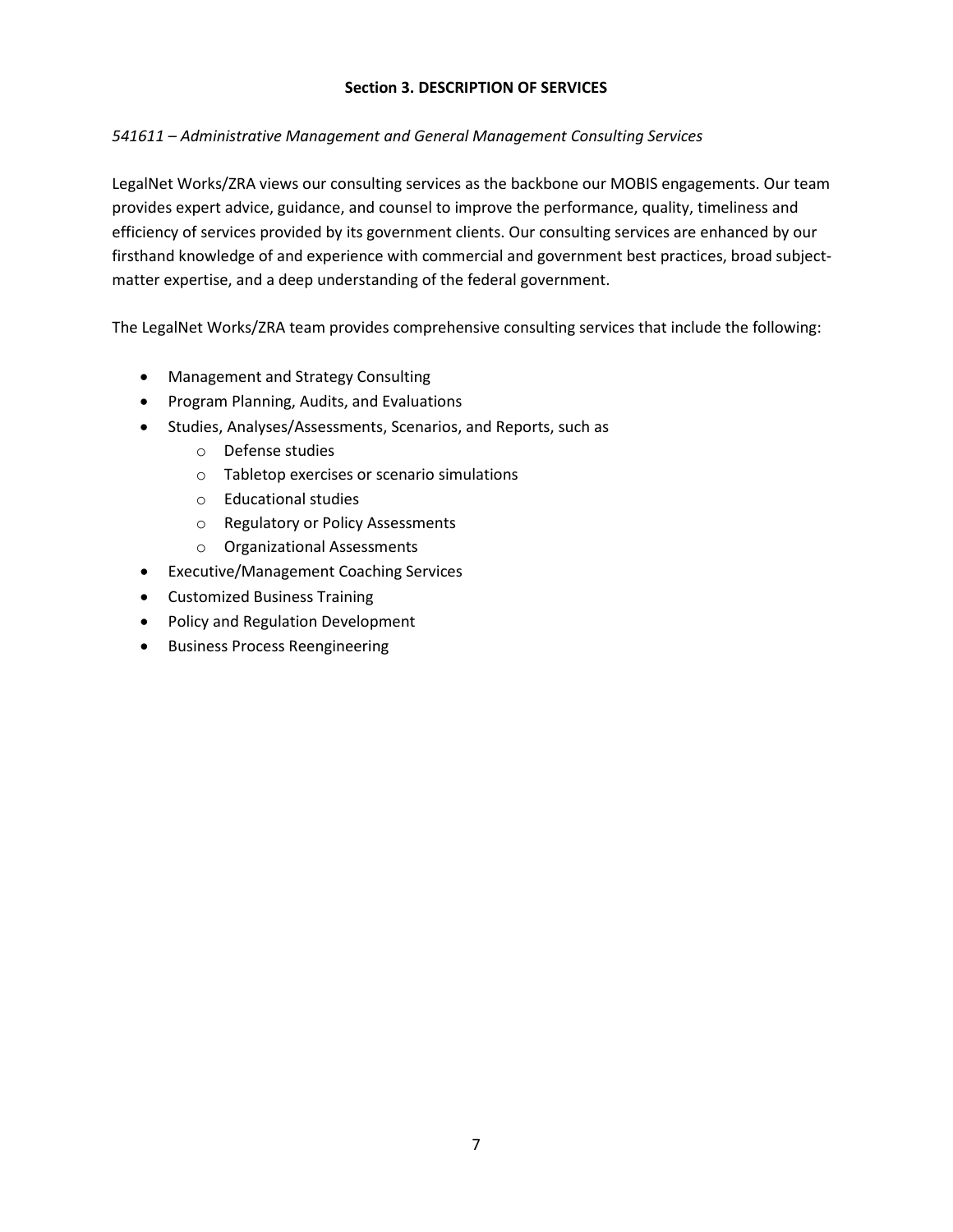## Section 3. DESCRIPTION OF SERVICES

*541611 – Administrative Management and General Management Consulting Services*

LegalNet Works/ZRA views our consulting services as the backbone our MOBIS engagements. Our team provides expert advice, guidance, and counsel to improve the performance, quality, timeliness and efficiency of services provided by its government clients. Our consulting services are enhanced by our firsthand knowledge of and experience with commercial and government best practices, broad subject-matter expertise, and a deep understanding of the federal government.

The LegalNet Works/ZRA team provides comprehensive consulting services that include the following:

- Management and Strategy Consulting
- Program Planning, Audits, and Evaluations
- Studies, Analyses/Assessments, Scenarios, and Reports, such as
  - Defense studies
  - Tabletop exercises or scenario simulations
  - Educational studies
  - Regulatory or Policy Assessments
  - Organizational Assessments
- Executive/Management Coaching Services
- Customized Business Training
- Policy and Regulation Development
- Business Process Reengineering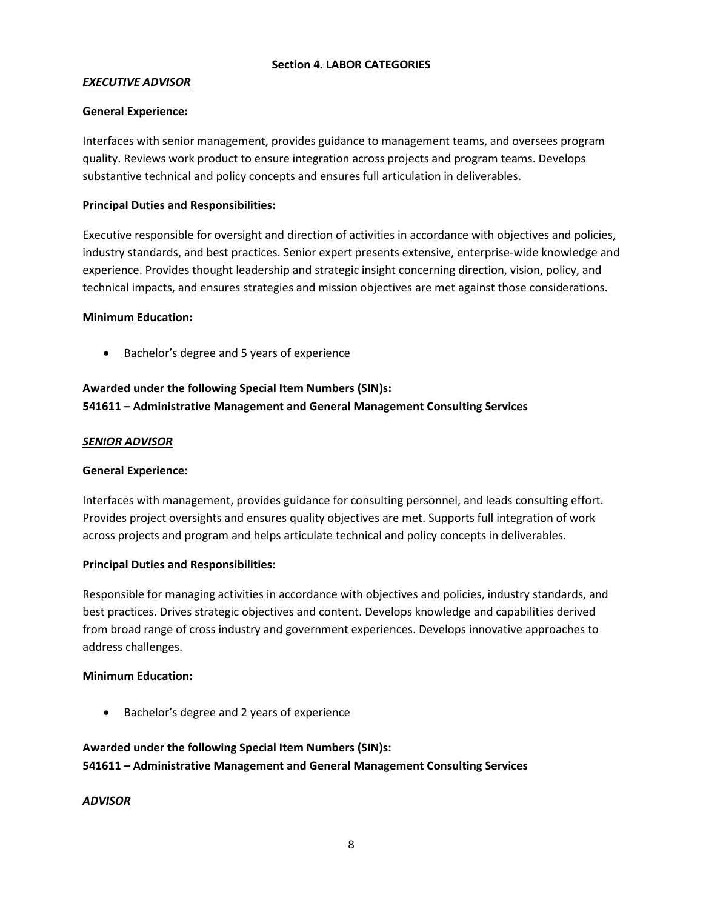## Section 4. LABOR CATEGORIES

### ***EXECUTIVE ADVISOR***

**General Experience:**

Interfaces with senior management, provides guidance to management teams, and oversees program quality. Reviews work product to ensure integration across projects and program teams. Develops substantive technical and policy concepts and ensures full articulation in deliverables.

**Principal Duties and Responsibilities:**

Executive responsible for oversight and direction of activities in accordance with objectives and policies, industry standards, and best practices. Senior expert presents extensive, enterprise-wide knowledge and experience. Provides thought leadership and strategic insight concerning direction, vision, policy, and technical impacts, and ensures strategies and mission objectives are met against those considerations.

**Minimum Education:**

- Bachelor's degree and 5 years of experience

**Awarded under the following Special Item Numbers (SIN)s:**
**541611 – Administrative Management and General Management Consulting Services**

### ***SENIOR ADVISOR***

**General Experience:**

Interfaces with management, provides guidance for consulting personnel, and leads consulting effort. Provides project oversights and ensures quality objectives are met. Supports full integration of work across projects and program and helps articulate technical and policy concepts in deliverables.

**Principal Duties and Responsibilities:**

Responsible for managing activities in accordance with objectives and policies, industry standards, and best practices. Drives strategic objectives and content. Develops knowledge and capabilities derived from broad range of cross industry and government experiences. Develops innovative approaches to address challenges.

**Minimum Education:**

- Bachelor's degree and 2 years of experience

**Awarded under the following Special Item Numbers (SIN)s:**
**541611 – Administrative Management and General Management Consulting Services**

### ***ADVISOR***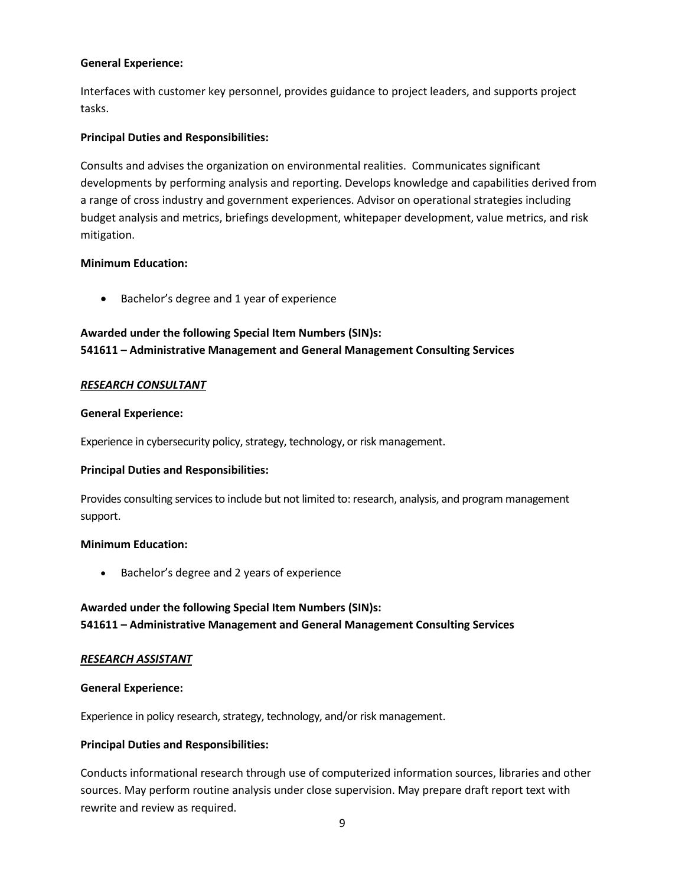**General Experience:**

Interfaces with customer key personnel, provides guidance to project leaders, and supports project tasks.

**Principal Duties and Responsibilities:**

Consults and advises the organization on environmental realities. Communicates significant developments by performing analysis and reporting. Develops knowledge and capabilities derived from a range of cross industry and government experiences. Advisor on operational strategies including budget analysis and metrics, briefings development, whitepaper development, value metrics, and risk mitigation.

**Minimum Education:**

- Bachelor's degree and 1 year of experience

**Awarded under the following Special Item Numbers (SIN)s:**
**541611 – Administrative Management and General Management Consulting Services**

***RESEARCH CONSULTANT***

**General Experience:**

Experience in cybersecurity policy, strategy, technology, or risk management.

**Principal Duties and Responsibilities:**

Provides consulting services to include but not limited to: research, analysis, and program management support.

**Minimum Education:**

- Bachelor's degree and 2 years of experience

**Awarded under the following Special Item Numbers (SIN)s:**
**541611 – Administrative Management and General Management Consulting Services**

***RESEARCH ASSISTANT***

**General Experience:**

Experience in policy research, strategy, technology, and/or risk management.

**Principal Duties and Responsibilities:**

Conducts informational research through use of computerized information sources, libraries and other sources. May perform routine analysis under close supervision. May prepare draft report text with rewrite and review as required.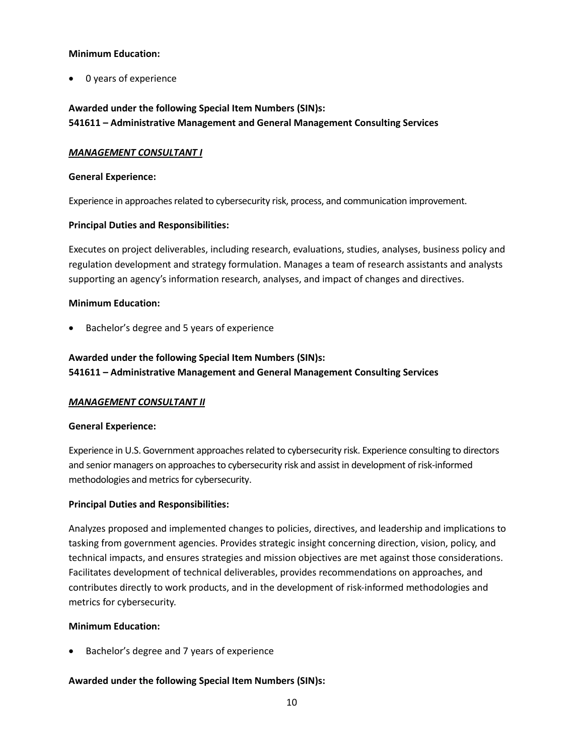**Minimum Education:**

- 0 years of experience

**Awarded under the following Special Item Numbers (SIN)s:**
**541611 – Administrative Management and General Management Consulting Services**

***MANAGEMENT CONSULTANT I***

**General Experience:**

Experience in approaches related to cybersecurity risk, process, and communication improvement.

**Principal Duties and Responsibilities:**

Executes on project deliverables, including research, evaluations, studies, analyses, business policy and regulation development and strategy formulation. Manages a team of research assistants and analysts supporting an agency's information research, analyses, and impact of changes and directives.

**Minimum Education:**

- Bachelor's degree and 5 years of experience

**Awarded under the following Special Item Numbers (SIN)s:**
**541611 – Administrative Management and General Management Consulting Services**

***MANAGEMENT CONSULTANT II***

**General Experience:**

Experience in U.S. Government approaches related to cybersecurity risk. Experience consulting to directors and senior managers on approaches to cybersecurity risk and assist in development of risk-informed methodologies and metrics for cybersecurity.

**Principal Duties and Responsibilities:**

Analyzes proposed and implemented changes to policies, directives, and leadership and implications to tasking from government agencies. Provides strategic insight concerning direction, vision, policy, and technical impacts, and ensures strategies and mission objectives are met against those considerations. Facilitates development of technical deliverables, provides recommendations on approaches, and contributes directly to work products, and in the development of risk-informed methodologies and metrics for cybersecurity.

**Minimum Education:**

- Bachelor's degree and 7 years of experience

**Awarded under the following Special Item Numbers (SIN)s:**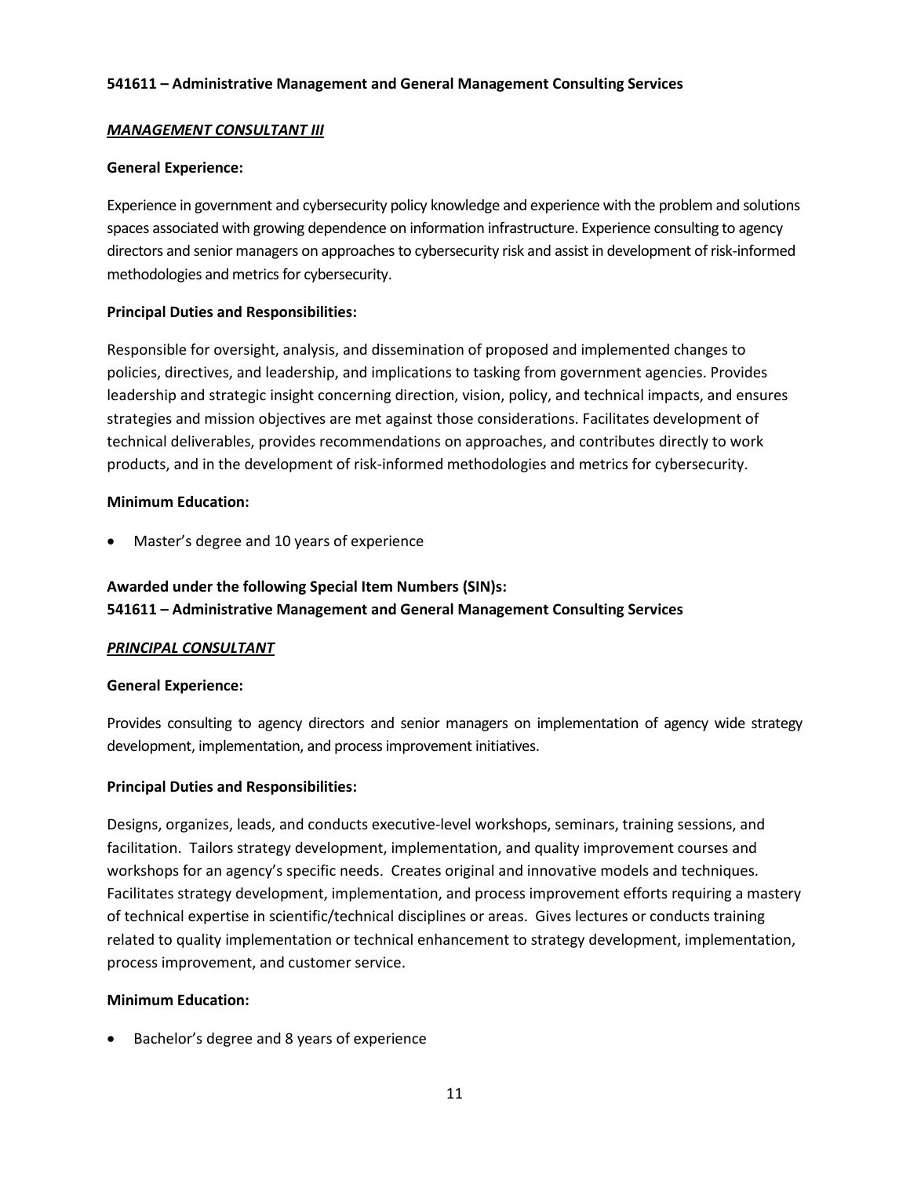**541611 – Administrative Management and General Management Consulting Services**

***MANAGEMENT CONSULTANT III***

**General Experience:**

Experience in government and cybersecurity policy knowledge and experience with the problem and solutions spaces associated with growing dependence on information infrastructure. Experience consulting to agency directors and senior managers on approaches to cybersecurity risk and assist in development of risk-informed methodologies and metrics for cybersecurity.

**Principal Duties and Responsibilities:**

Responsible for oversight, analysis, and dissemination of proposed and implemented changes to policies, directives, and leadership, and implications to tasking from government agencies. Provides leadership and strategic insight concerning direction, vision, policy, and technical impacts, and ensures strategies and mission objectives are met against those considerations. Facilitates development of technical deliverables, provides recommendations on approaches, and contributes directly to work products, and in the development of risk-informed methodologies and metrics for cybersecurity.

**Minimum Education:**

- Master's degree and 10 years of experience

**Awarded under the following Special Item Numbers (SIN)s:**
**541611 – Administrative Management and General Management Consulting Services**

***PRINCIPAL CONSULTANT***

**General Experience:**

Provides consulting to agency directors and senior managers on implementation of agency wide strategy development, implementation, and process improvement initiatives.

**Principal Duties and Responsibilities:**

Designs, organizes, leads, and conducts executive-level workshops, seminars, training sessions, and facilitation. Tailors strategy development, implementation, and quality improvement courses and workshops for an agency's specific needs. Creates original and innovative models and techniques. Facilitates strategy development, implementation, and process improvement efforts requiring a mastery of technical expertise in scientific/technical disciplines or areas. Gives lectures or conducts training related to quality implementation or technical enhancement to strategy development, implementation, process improvement, and customer service.

**Minimum Education:**

- Bachelor's degree and 8 years of experience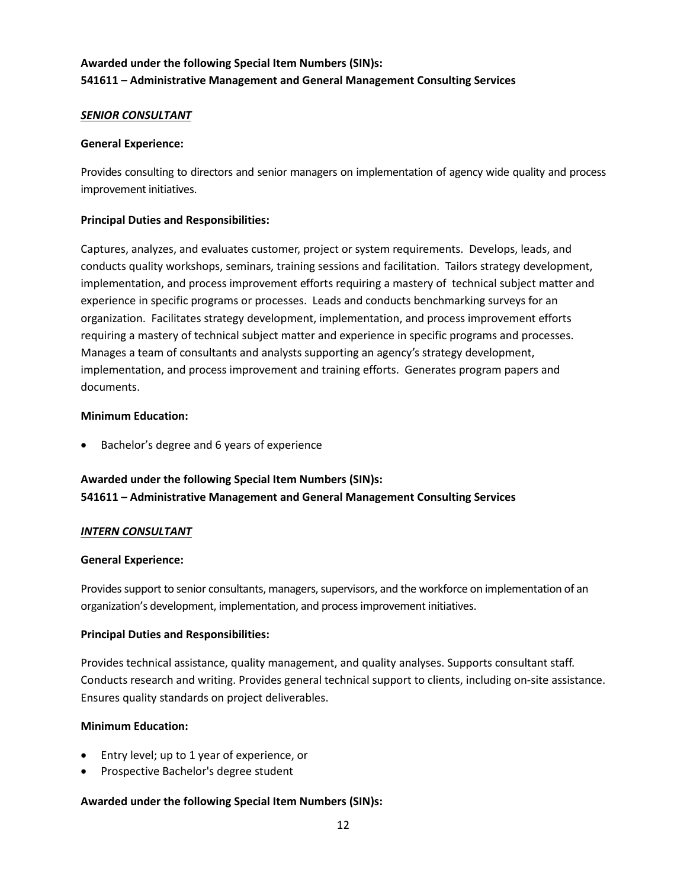**Awarded under the following Special Item Numbers (SIN)s:**
**541611 – Administrative Management and General Management Consulting Services**

***SENIOR CONSULTANT***

**General Experience:**

Provides consulting to directors and senior managers on implementation of agency wide quality and process improvement initiatives.

**Principal Duties and Responsibilities:**

Captures, analyzes, and evaluates customer, project or system requirements. Develops, leads, and conducts quality workshops, seminars, training sessions and facilitation. Tailors strategy development, implementation, and process improvement efforts requiring a mastery of technical subject matter and experience in specific programs or processes. Leads and conducts benchmarking surveys for an organization. Facilitates strategy development, implementation, and process improvement efforts requiring a mastery of technical subject matter and experience in specific programs and processes. Manages a team of consultants and analysts supporting an agency's strategy development, implementation, and process improvement and training efforts. Generates program papers and documents.

**Minimum Education:**

- Bachelor's degree and 6 years of experience

**Awarded under the following Special Item Numbers (SIN)s:**
**541611 – Administrative Management and General Management Consulting Services**

***INTERN CONSULTANT***

**General Experience:**

Provides support to senior consultants, managers, supervisors, and the workforce on implementation of an organization's development, implementation, and process improvement initiatives.

**Principal Duties and Responsibilities:**

Provides technical assistance, quality management, and quality analyses. Supports consultant staff. Conducts research and writing. Provides general technical support to clients, including on-site assistance. Ensures quality standards on project deliverables.

**Minimum Education:**

- Entry level; up to 1 year of experience, or
- Prospective Bachelor's degree student

**Awarded under the following Special Item Numbers (SIN)s:**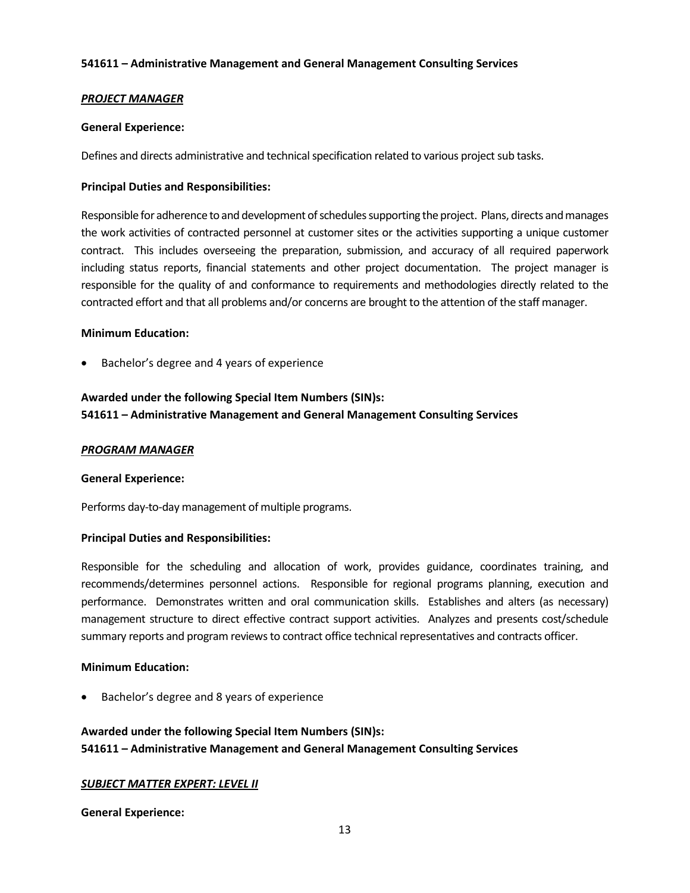**541611 – Administrative Management and General Management Consulting Services**

***PROJECT MANAGER***

**General Experience:**

Defines and directs administrative and technical specification related to various project sub tasks.

**Principal Duties and Responsibilities:**

Responsible for adherence to and development of schedules supporting the project. Plans, directs and manages the work activities of contracted personnel at customer sites or the activities supporting a unique customer contract. This includes overseeing the preparation, submission, and accuracy of all required paperwork including status reports, financial statements and other project documentation. The project manager is responsible for the quality of and conformance to requirements and methodologies directly related to the contracted effort and that all problems and/or concerns are brought to the attention of the staff manager.

**Minimum Education:**

- Bachelor's degree and 4 years of experience

**Awarded under the following Special Item Numbers (SIN)s:**
**541611 – Administrative Management and General Management Consulting Services**

***PROGRAM MANAGER***

**General Experience:**

Performs day-to-day management of multiple programs.

**Principal Duties and Responsibilities:**

Responsible for the scheduling and allocation of work, provides guidance, coordinates training, and recommends/determines personnel actions. Responsible for regional programs planning, execution and performance. Demonstrates written and oral communication skills. Establishes and alters (as necessary) management structure to direct effective contract support activities. Analyzes and presents cost/schedule summary reports and program reviews to contract office technical representatives and contracts officer.

**Minimum Education:**

- Bachelor's degree and 8 years of experience

**Awarded under the following Special Item Numbers (SIN)s:**
**541611 – Administrative Management and General Management Consulting Services**

***SUBJECT MATTER EXPERT: LEVEL II***

**General Experience:**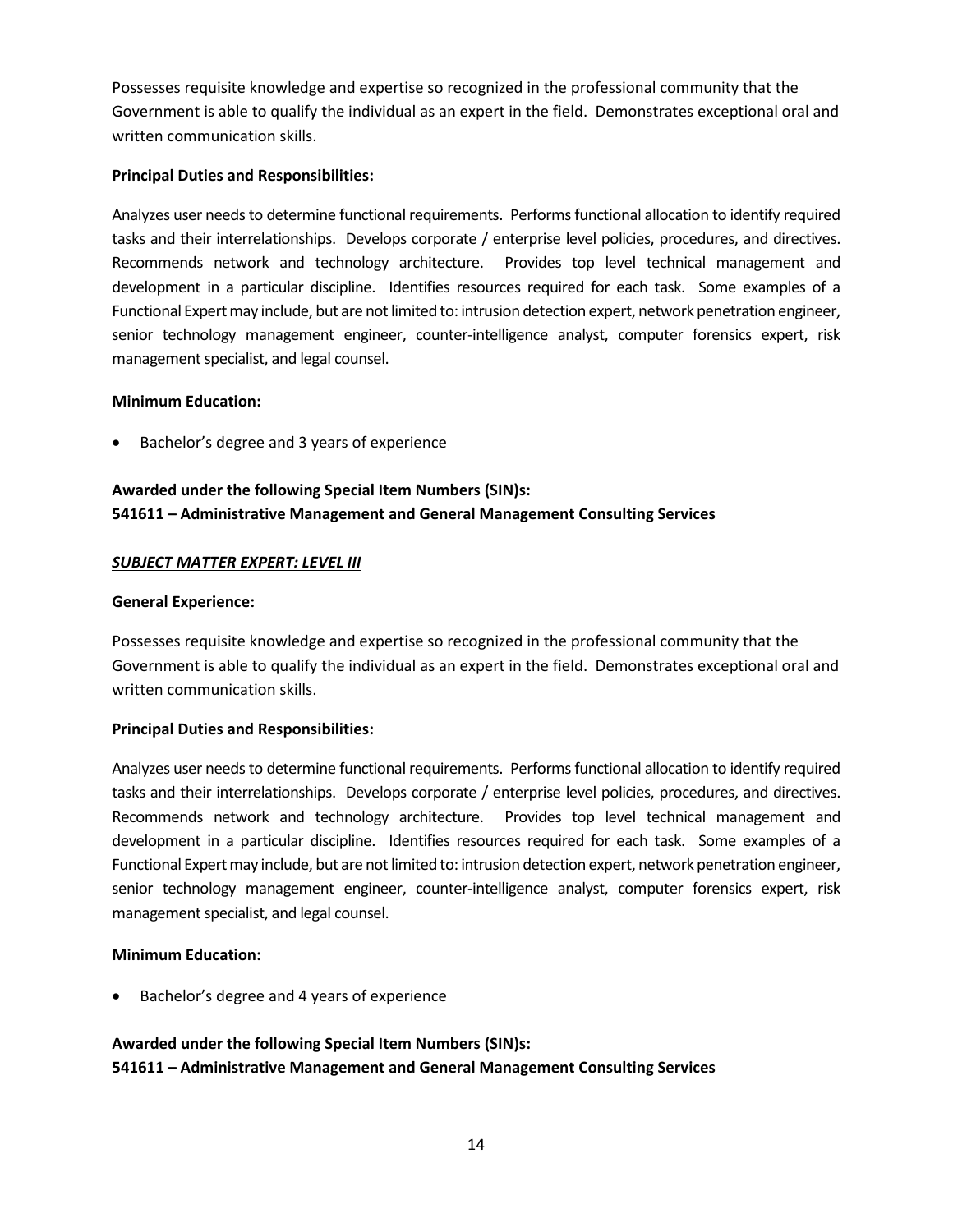Possesses requisite knowledge and expertise so recognized in the professional community that the Government is able to qualify the individual as an expert in the field. Demonstrates exceptional oral and written communication skills.

**Principal Duties and Responsibilities:**

Analyzes user needs to determine functional requirements. Performs functional allocation to identify required tasks and their interrelationships. Develops corporate / enterprise level policies, procedures, and directives. Recommends network and technology architecture. Provides top level technical management and development in a particular discipline. Identifies resources required for each task. Some examples of a Functional Expert may include, but are not limited to: intrusion detection expert, network penetration engineer, senior technology management engineer, counter-intelligence analyst, computer forensics expert, risk management specialist, and legal counsel.

**Minimum Education:**

- Bachelor's degree and 3 years of experience

**Awarded under the following Special Item Numbers (SIN)s:**
**541611 – Administrative Management and General Management Consulting Services**

***SUBJECT MATTER EXPERT: LEVEL III***

**General Experience:**

Possesses requisite knowledge and expertise so recognized in the professional community that the Government is able to qualify the individual as an expert in the field. Demonstrates exceptional oral and written communication skills.

**Principal Duties and Responsibilities:**

Analyzes user needs to determine functional requirements. Performs functional allocation to identify required tasks and their interrelationships. Develops corporate / enterprise level policies, procedures, and directives. Recommends network and technology architecture. Provides top level technical management and development in a particular discipline. Identifies resources required for each task. Some examples of a Functional Expert may include, but are not limited to: intrusion detection expert, network penetration engineer, senior technology management engineer, counter-intelligence analyst, computer forensics expert, risk management specialist, and legal counsel.

**Minimum Education:**

- Bachelor's degree and 4 years of experience

**Awarded under the following Special Item Numbers (SIN)s:**
**541611 – Administrative Management and General Management Consulting Services**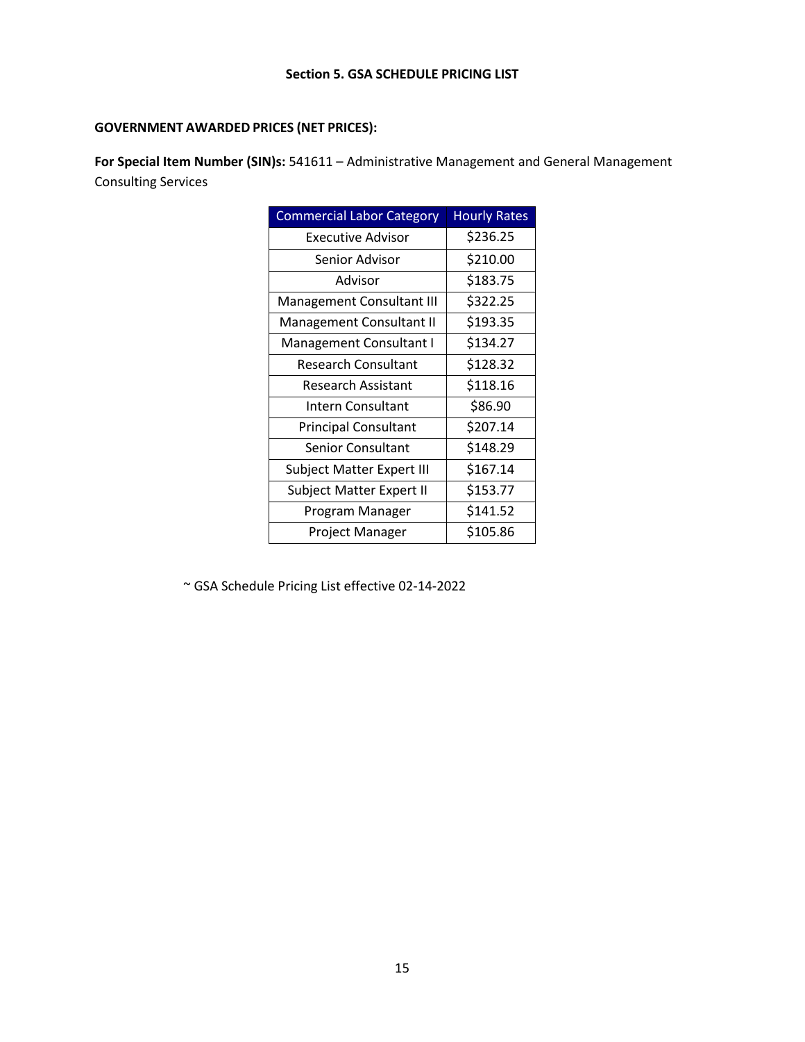## Section 5. GSA SCHEDULE PRICING LIST

**GOVERNMENT AWARDED PRICES (NET PRICES):**

**For Special Item Number (SIN)s:** 541611 – Administrative Management and General Management Consulting Services

| Commercial Labor Category | Hourly Rates |
|---|---|
| Executive Advisor | $236.25 |
| Senior Advisor | $210.00 |
| Advisor | $183.75 |
| Management Consultant III | $322.25 |
| Management Consultant II | $193.35 |
| Management Consultant I | $134.27 |
| Research Consultant | $128.32 |
| Research Assistant | $118.16 |
| Intern Consultant | $86.90 |
| Principal Consultant | $207.14 |
| Senior Consultant | $148.29 |
| Subject Matter Expert III | $167.14 |
| Subject Matter Expert II | $153.77 |
| Program Manager | $141.52 |
| Project Manager | $105.86 |

~ GSA Schedule Pricing List effective 02-14-2022